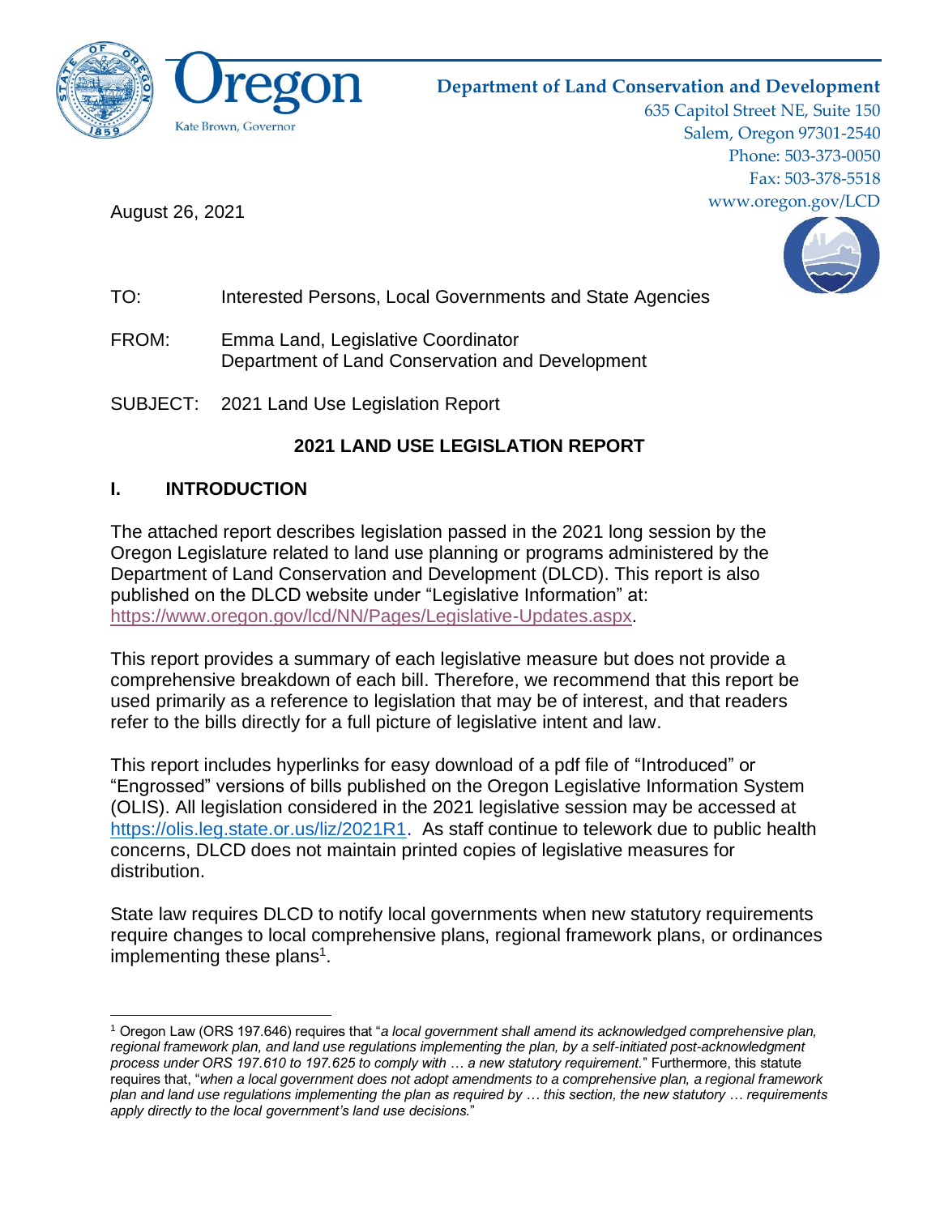Oregon

Kate Brown, Governor

**Department of Land Conservation and Development**
635 Capitol Street NE, Suite 150
Salem, Oregon 97301-2540
Phone: 503-373-0050
Fax: 503-378-5518
www.oregon.gov/LCD

August 26, 2021

TO: Interested Persons, Local Governments and State Agencies

FROM: Emma Land, Legislative Coordinator
Department of Land Conservation and Development

SUBJECT: 2021 Land Use Legislation Report

## 2021 LAND USE LEGISLATION REPORT

## I. INTRODUCTION

The attached report describes legislation passed in the 2021 long session by the Oregon Legislature related to land use planning or programs administered by the Department of Land Conservation and Development (DLCD). This report is also published on the DLCD website under "Legislative Information" at: https://www.oregon.gov/lcd/NN/Pages/Legislative-Updates.aspx.

This report provides a summary of each legislative measure but does not provide a comprehensive breakdown of each bill. Therefore, we recommend that this report be used primarily as a reference to legislation that may be of interest, and that readers refer to the bills directly for a full picture of legislative intent and law.

This report includes hyperlinks for easy download of a pdf file of "Introduced" or "Engrossed" versions of bills published on the Oregon Legislative Information System (OLIS). All legislation considered in the 2021 legislative session may be accessed at https://olis.leg.state.or.us/liz/2021R1. As staff continue to telework due to public health concerns, DLCD does not maintain printed copies of legislative measures for distribution.

State law requires DLCD to notify local governments when new statutory requirements require changes to local comprehensive plans, regional framework plans, or ordinances implementing these plans[1].

---

[1] Oregon Law (ORS 197.646) requires that "*a local government shall amend its acknowledged comprehensive plan, regional framework plan, and land use regulations implementing the plan, by a self-initiated post-acknowledgment process under ORS 197.610 to 197.625 to comply with … a new statutory requirement.*" Furthermore, this statute requires that, "*when a local government does not adopt amendments to a comprehensive plan, a regional framework plan and land use regulations implementing the plan as required by … this section, the new statutory … requirements apply directly to the local government's land use decisions.*"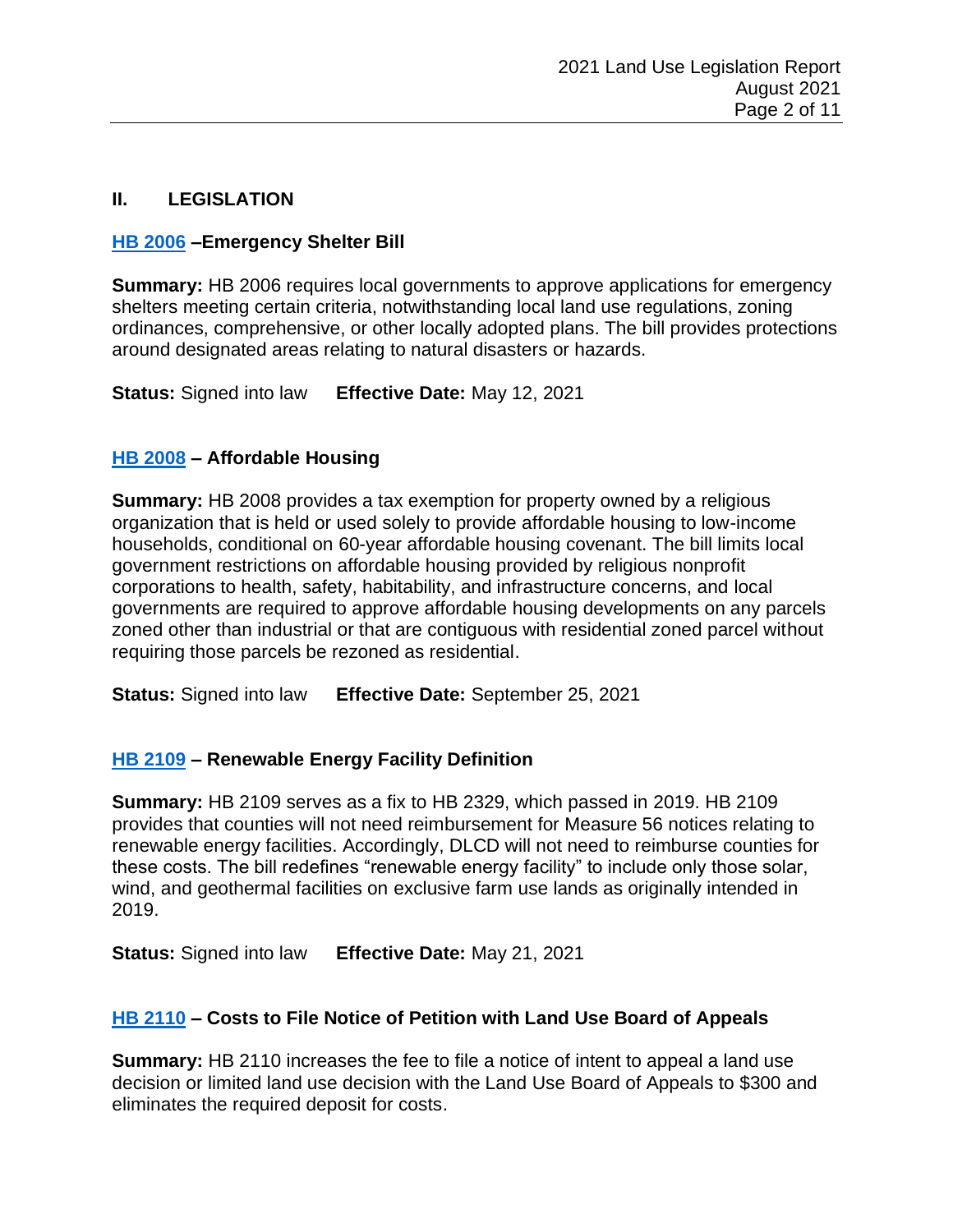## II. LEGISLATION

### HB 2006 –Emergency Shelter Bill

**Summary:** HB 2006 requires local governments to approve applications for emergency shelters meeting certain criteria, notwithstanding local land use regulations, zoning ordinances, comprehensive, or other locally adopted plans. The bill provides protections around designated areas relating to natural disasters or hazards.

**Status:** Signed into law **Effective Date:** May 12, 2021

### HB 2008 – Affordable Housing

**Summary:** HB 2008 provides a tax exemption for property owned by a religious organization that is held or used solely to provide affordable housing to low-income households, conditional on 60-year affordable housing covenant. The bill limits local government restrictions on affordable housing provided by religious nonprofit corporations to health, safety, habitability, and infrastructure concerns, and local governments are required to approve affordable housing developments on any parcels zoned other than industrial or that are contiguous with residential zoned parcel without requiring those parcels be rezoned as residential.

**Status:** Signed into law **Effective Date:** September 25, 2021

### HB 2109 – Renewable Energy Facility Definition

**Summary:** HB 2109 serves as a fix to HB 2329, which passed in 2019. HB 2109 provides that counties will not need reimbursement for Measure 56 notices relating to renewable energy facilities. Accordingly, DLCD will not need to reimburse counties for these costs. The bill redefines "renewable energy facility" to include only those solar, wind, and geothermal facilities on exclusive farm use lands as originally intended in 2019.

**Status:** Signed into law **Effective Date:** May 21, 2021

### HB 2110 – Costs to File Notice of Petition with Land Use Board of Appeals

**Summary:** HB 2110 increases the fee to file a notice of intent to appeal a land use decision or limited land use decision with the Land Use Board of Appeals to $300 and eliminates the required deposit for costs.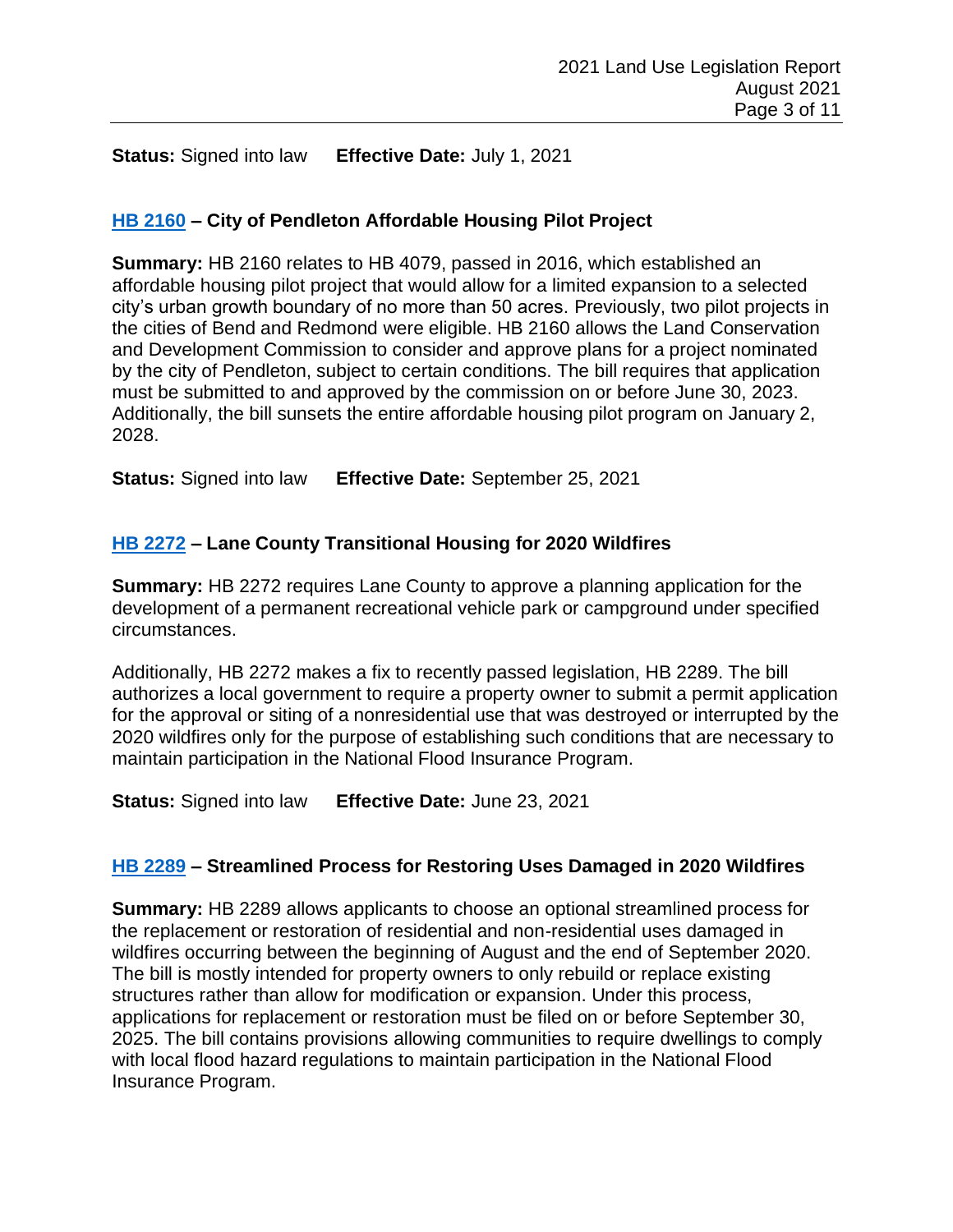**Status:** Signed into law **Effective Date:** July 1, 2021

### HB 2160 – City of Pendleton Affordable Housing Pilot Project

**Summary:** HB 2160 relates to HB 4079, passed in 2016, which established an affordable housing pilot project that would allow for a limited expansion to a selected city's urban growth boundary of no more than 50 acres. Previously, two pilot projects in the cities of Bend and Redmond were eligible. HB 2160 allows the Land Conservation and Development Commission to consider and approve plans for a project nominated by the city of Pendleton, subject to certain conditions. The bill requires that application must be submitted to and approved by the commission on or before June 30, 2023. Additionally, the bill sunsets the entire affordable housing pilot program on January 2, 2028.

**Status:** Signed into law **Effective Date:** September 25, 2021

### HB 2272 – Lane County Transitional Housing for 2020 Wildfires

**Summary:** HB 2272 requires Lane County to approve a planning application for the development of a permanent recreational vehicle park or campground under specified circumstances.

Additionally, HB 2272 makes a fix to recently passed legislation, HB 2289. The bill authorizes a local government to require a property owner to submit a permit application for the approval or siting of a nonresidential use that was destroyed or interrupted by the 2020 wildfires only for the purpose of establishing such conditions that are necessary to maintain participation in the National Flood Insurance Program.

**Status:** Signed into law **Effective Date:** June 23, 2021

### HB 2289 – Streamlined Process for Restoring Uses Damaged in 2020 Wildfires

**Summary:** HB 2289 allows applicants to choose an optional streamlined process for the replacement or restoration of residential and non-residential uses damaged in wildfires occurring between the beginning of August and the end of September 2020. The bill is mostly intended for property owners to only rebuild or replace existing structures rather than allow for modification or expansion. Under this process, applications for replacement or restoration must be filed on or before September 30, 2025. The bill contains provisions allowing communities to require dwellings to comply with local flood hazard regulations to maintain participation in the National Flood Insurance Program.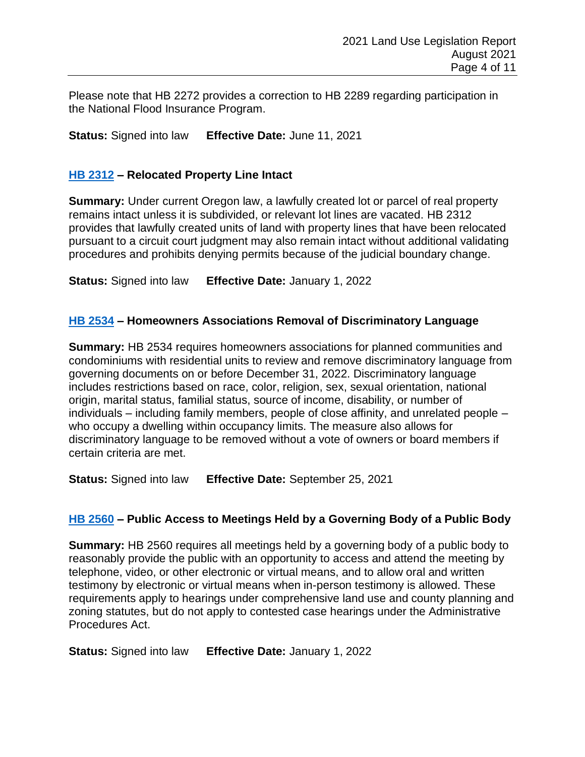Please note that HB 2272 provides a correction to HB 2289 regarding participation in the National Flood Insurance Program.

**Status:** Signed into law **Effective Date:** June 11, 2021

### HB 2312 – Relocated Property Line Intact

**Summary:** Under current Oregon law, a lawfully created lot or parcel of real property remains intact unless it is subdivided, or relevant lot lines are vacated. HB 2312 provides that lawfully created units of land with property lines that have been relocated pursuant to a circuit court judgment may also remain intact without additional validating procedures and prohibits denying permits because of the judicial boundary change.

**Status:** Signed into law **Effective Date:** January 1, 2022

### HB 2534 – Homeowners Associations Removal of Discriminatory Language

**Summary:** HB 2534 requires homeowners associations for planned communities and condominiums with residential units to review and remove discriminatory language from governing documents on or before December 31, 2022. Discriminatory language includes restrictions based on race, color, religion, sex, sexual orientation, national origin, marital status, familial status, source of income, disability, or number of individuals – including family members, people of close affinity, and unrelated people – who occupy a dwelling within occupancy limits. The measure also allows for discriminatory language to be removed without a vote of owners or board members if certain criteria are met.

**Status:** Signed into law **Effective Date:** September 25, 2021

### HB 2560 – Public Access to Meetings Held by a Governing Body of a Public Body

**Summary:** HB 2560 requires all meetings held by a governing body of a public body to reasonably provide the public with an opportunity to access and attend the meeting by telephone, video, or other electronic or virtual means, and to allow oral and written testimony by electronic or virtual means when in-person testimony is allowed. These requirements apply to hearings under comprehensive land use and county planning and zoning statutes, but do not apply to contested case hearings under the Administrative Procedures Act.

**Status:** Signed into law **Effective Date:** January 1, 2022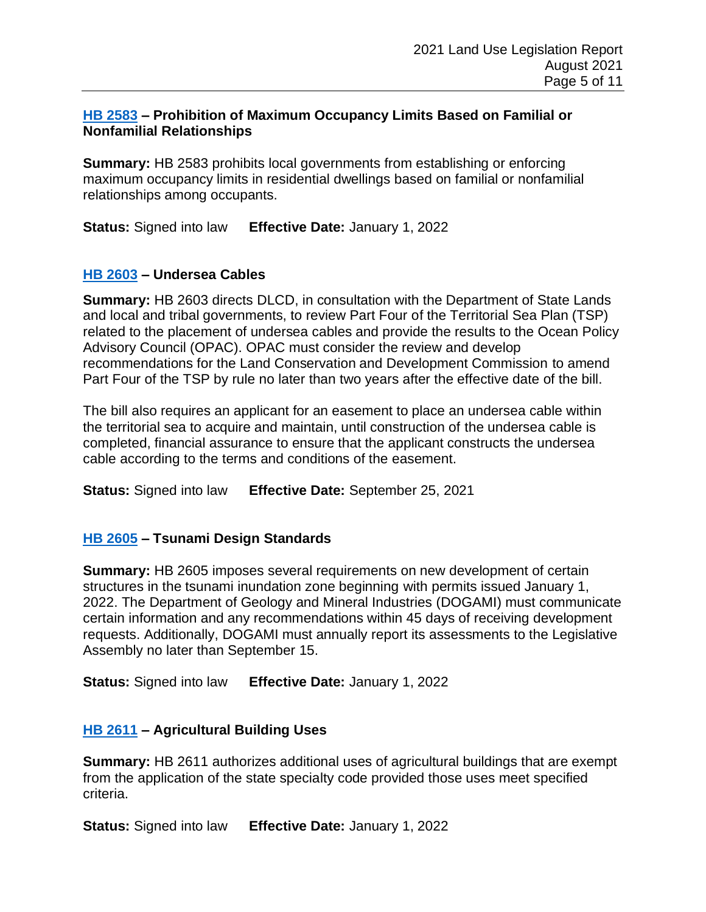### HB 2583 – Prohibition of Maximum Occupancy Limits Based on Familial or Nonfamilial Relationships

**Summary:** HB 2583 prohibits local governments from establishing or enforcing maximum occupancy limits in residential dwellings based on familial or nonfamilial relationships among occupants.

**Status:** Signed into law **Effective Date:** January 1, 2022

### HB 2603 – Undersea Cables

**Summary:** HB 2603 directs DLCD, in consultation with the Department of State Lands and local and tribal governments, to review Part Four of the Territorial Sea Plan (TSP) related to the placement of undersea cables and provide the results to the Ocean Policy Advisory Council (OPAC). OPAC must consider the review and develop recommendations for the Land Conservation and Development Commission to amend Part Four of the TSP by rule no later than two years after the effective date of the bill.

The bill also requires an applicant for an easement to place an undersea cable within the territorial sea to acquire and maintain, until construction of the undersea cable is completed, financial assurance to ensure that the applicant constructs the undersea cable according to the terms and conditions of the easement.

**Status:** Signed into law **Effective Date:** September 25, 2021

### HB 2605 – Tsunami Design Standards

**Summary:** HB 2605 imposes several requirements on new development of certain structures in the tsunami inundation zone beginning with permits issued January 1, 2022. The Department of Geology and Mineral Industries (DOGAMI) must communicate certain information and any recommendations within 45 days of receiving development requests. Additionally, DOGAMI must annually report its assessments to the Legislative Assembly no later than September 15.

**Status:** Signed into law **Effective Date:** January 1, 2022

### HB 2611 – Agricultural Building Uses

**Summary:** HB 2611 authorizes additional uses of agricultural buildings that are exempt from the application of the state specialty code provided those uses meet specified criteria.

**Status:** Signed into law **Effective Date:** January 1, 2022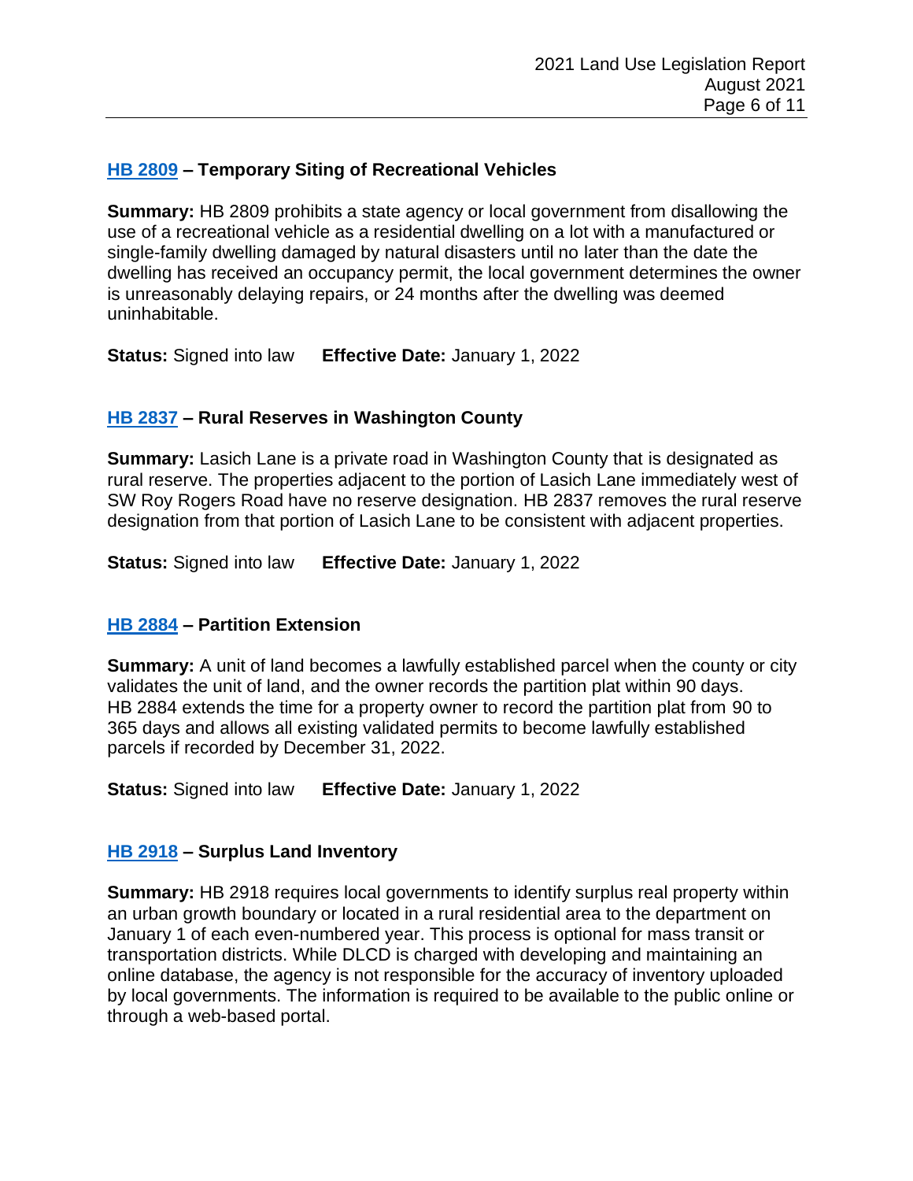### HB 2809 – Temporary Siting of Recreational Vehicles

**Summary:** HB 2809 prohibits a state agency or local government from disallowing the use of a recreational vehicle as a residential dwelling on a lot with a manufactured or single-family dwelling damaged by natural disasters until no later than the date the dwelling has received an occupancy permit, the local government determines the owner is unreasonably delaying repairs, or 24 months after the dwelling was deemed uninhabitable.

**Status:** Signed into law **Effective Date:** January 1, 2022

### HB 2837 – Rural Reserves in Washington County

**Summary:** Lasich Lane is a private road in Washington County that is designated as rural reserve. The properties adjacent to the portion of Lasich Lane immediately west of SW Roy Rogers Road have no reserve designation. HB 2837 removes the rural reserve designation from that portion of Lasich Lane to be consistent with adjacent properties.

**Status:** Signed into law **Effective Date:** January 1, 2022

### HB 2884 – Partition Extension

**Summary:** A unit of land becomes a lawfully established parcel when the county or city validates the unit of land, and the owner records the partition plat within 90 days. HB 2884 extends the time for a property owner to record the partition plat from 90 to 365 days and allows all existing validated permits to become lawfully established parcels if recorded by December 31, 2022.

**Status:** Signed into law **Effective Date:** January 1, 2022

### HB 2918 – Surplus Land Inventory

**Summary:** HB 2918 requires local governments to identify surplus real property within an urban growth boundary or located in a rural residential area to the department on January 1 of each even-numbered year. This process is optional for mass transit or transportation districts. While DLCD is charged with developing and maintaining an online database, the agency is not responsible for the accuracy of inventory uploaded by local governments. The information is required to be available to the public online or through a web-based portal.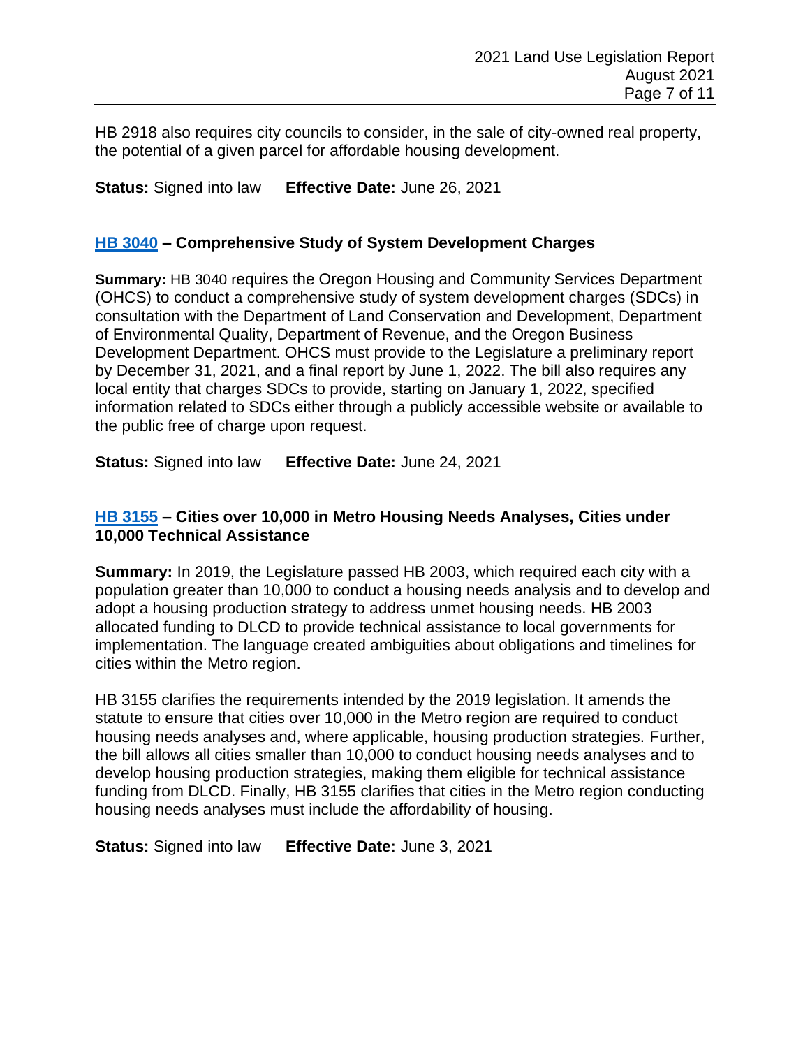HB 2918 also requires city councils to consider, in the sale of city-owned real property, the potential of a given parcel for affordable housing development.

**Status:** Signed into law **Effective Date:** June 26, 2021

### HB 3040 – Comprehensive Study of System Development Charges

**Summary:** HB 3040 requires the Oregon Housing and Community Services Department (OHCS) to conduct a comprehensive study of system development charges (SDCs) in consultation with the Department of Land Conservation and Development, Department of Environmental Quality, Department of Revenue, and the Oregon Business Development Department. OHCS must provide to the Legislature a preliminary report by December 31, 2021, and a final report by June 1, 2022. The bill also requires any local entity that charges SDCs to provide, starting on January 1, 2022, specified information related to SDCs either through a publicly accessible website or available to the public free of charge upon request.

**Status:** Signed into law **Effective Date:** June 24, 2021

### HB 3155 – Cities over 10,000 in Metro Housing Needs Analyses, Cities under 10,000 Technical Assistance

**Summary:** In 2019, the Legislature passed HB 2003, which required each city with a population greater than 10,000 to conduct a housing needs analysis and to develop and adopt a housing production strategy to address unmet housing needs. HB 2003 allocated funding to DLCD to provide technical assistance to local governments for implementation. The language created ambiguities about obligations and timelines for cities within the Metro region.

HB 3155 clarifies the requirements intended by the 2019 legislation. It amends the statute to ensure that cities over 10,000 in the Metro region are required to conduct housing needs analyses and, where applicable, housing production strategies. Further, the bill allows all cities smaller than 10,000 to conduct housing needs analyses and to develop housing production strategies, making them eligible for technical assistance funding from DLCD. Finally, HB 3155 clarifies that cities in the Metro region conducting housing needs analyses must include the affordability of housing.

**Status:** Signed into law **Effective Date:** June 3, 2021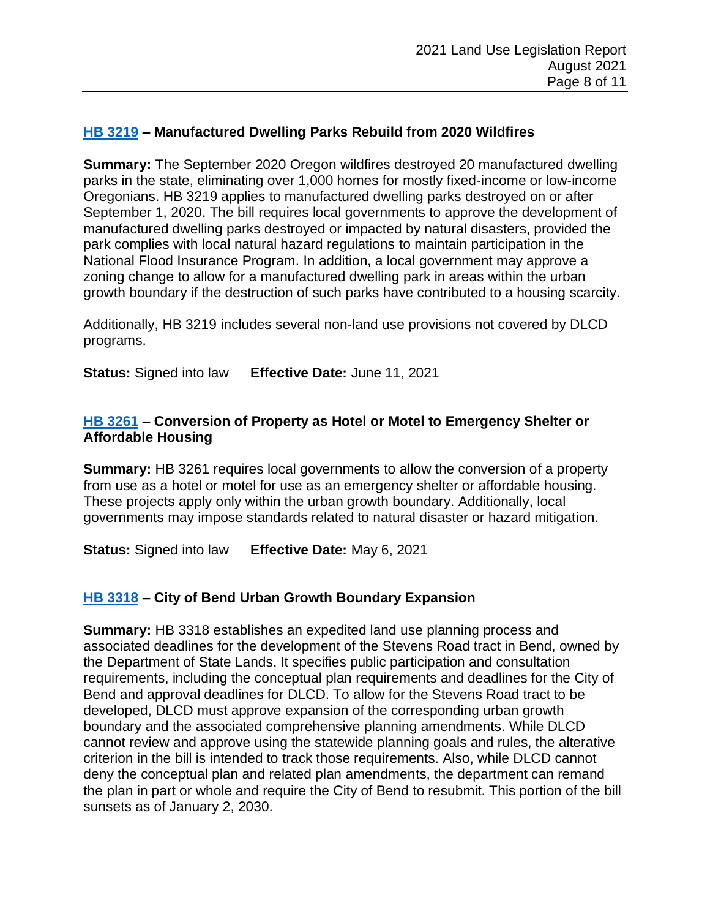### HB 3219 – Manufactured Dwelling Parks Rebuild from 2020 Wildfires

**Summary:** The September 2020 Oregon wildfires destroyed 20 manufactured dwelling parks in the state, eliminating over 1,000 homes for mostly fixed-income or low-income Oregonians. HB 3219 applies to manufactured dwelling parks destroyed on or after September 1, 2020. The bill requires local governments to approve the development of manufactured dwelling parks destroyed or impacted by natural disasters, provided the park complies with local natural hazard regulations to maintain participation in the National Flood Insurance Program. In addition, a local government may approve a zoning change to allow for a manufactured dwelling park in areas within the urban growth boundary if the destruction of such parks have contributed to a housing scarcity.

Additionally, HB 3219 includes several non-land use provisions not covered by DLCD programs.

**Status:** Signed into law **Effective Date:** June 11, 2021

### HB 3261 – Conversion of Property as Hotel or Motel to Emergency Shelter or Affordable Housing

**Summary:** HB 3261 requires local governments to allow the conversion of a property from use as a hotel or motel for use as an emergency shelter or affordable housing. These projects apply only within the urban growth boundary. Additionally, local governments may impose standards related to natural disaster or hazard mitigation.

**Status:** Signed into law **Effective Date:** May 6, 2021

### HB 3318 – City of Bend Urban Growth Boundary Expansion

**Summary:** HB 3318 establishes an expedited land use planning process and associated deadlines for the development of the Stevens Road tract in Bend, owned by the Department of State Lands. It specifies public participation and consultation requirements, including the conceptual plan requirements and deadlines for the City of Bend and approval deadlines for DLCD. To allow for the Stevens Road tract to be developed, DLCD must approve expansion of the corresponding urban growth boundary and the associated comprehensive planning amendments. While DLCD cannot review and approve using the statewide planning goals and rules, the alterative criterion in the bill is intended to track those requirements. Also, while DLCD cannot deny the conceptual plan and related plan amendments, the department can remand the plan in part or whole and require the City of Bend to resubmit. This portion of the bill sunsets as of January 2, 2030.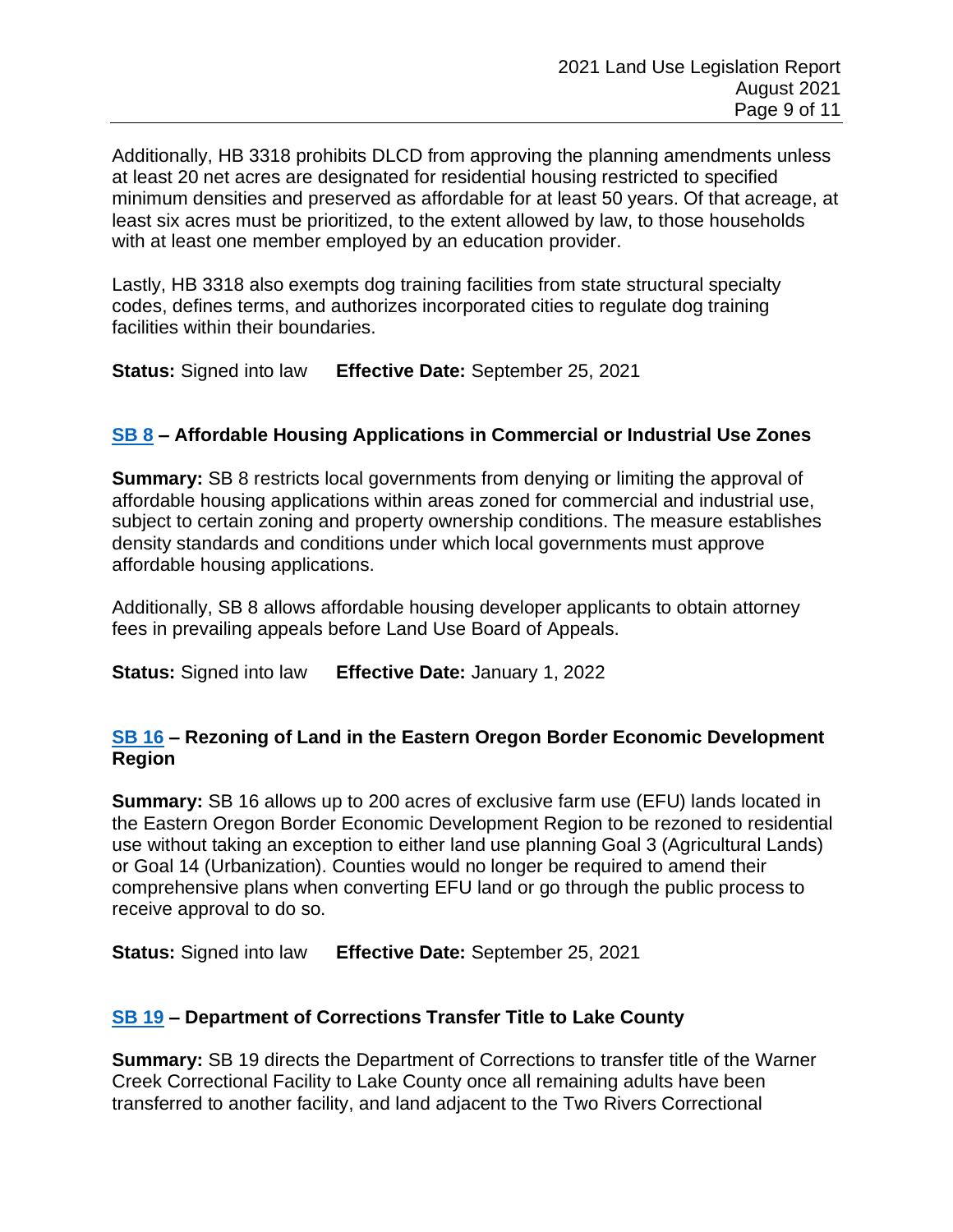Additionally, HB 3318 prohibits DLCD from approving the planning amendments unless at least 20 net acres are designated for residential housing restricted to specified minimum densities and preserved as affordable for at least 50 years. Of that acreage, at least six acres must be prioritized, to the extent allowed by law, to those households with at least one member employed by an education provider.

Lastly, HB 3318 also exempts dog training facilities from state structural specialty codes, defines terms, and authorizes incorporated cities to regulate dog training facilities within their boundaries.

**Status:** Signed into law **Effective Date:** September 25, 2021

### SB 8 – Affordable Housing Applications in Commercial or Industrial Use Zones

**Summary:** SB 8 restricts local governments from denying or limiting the approval of affordable housing applications within areas zoned for commercial and industrial use, subject to certain zoning and property ownership conditions. The measure establishes density standards and conditions under which local governments must approve affordable housing applications.

Additionally, SB 8 allows affordable housing developer applicants to obtain attorney fees in prevailing appeals before Land Use Board of Appeals.

**Status:** Signed into law **Effective Date:** January 1, 2022

### SB 16 – Rezoning of Land in the Eastern Oregon Border Economic Development Region

**Summary:** SB 16 allows up to 200 acres of exclusive farm use (EFU) lands located in the Eastern Oregon Border Economic Development Region to be rezoned to residential use without taking an exception to either land use planning Goal 3 (Agricultural Lands) or Goal 14 (Urbanization). Counties would no longer be required to amend their comprehensive plans when converting EFU land or go through the public process to receive approval to do so.

**Status:** Signed into law **Effective Date:** September 25, 2021

### SB 19 – Department of Corrections Transfer Title to Lake County

**Summary:** SB 19 directs the Department of Corrections to transfer title of the Warner Creek Correctional Facility to Lake County once all remaining adults have been transferred to another facility, and land adjacent to the Two Rivers Correctional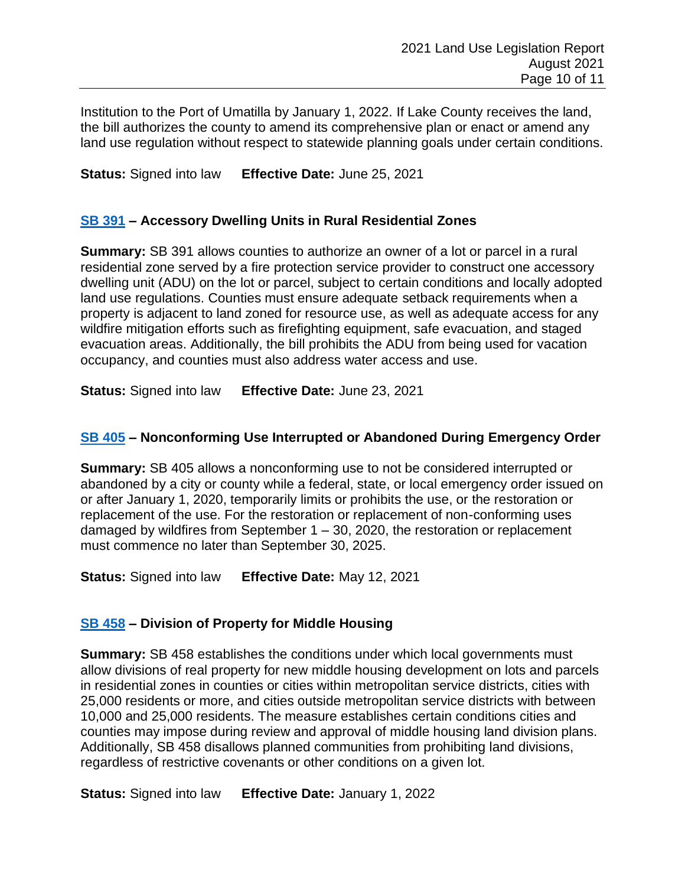Institution to the Port of Umatilla by January 1, 2022. If Lake County receives the land, the bill authorizes the county to amend its comprehensive plan or enact or amend any land use regulation without respect to statewide planning goals under certain conditions.

**Status:** Signed into law **Effective Date:** June 25, 2021

### SB 391 – Accessory Dwelling Units in Rural Residential Zones

**Summary:** SB 391 allows counties to authorize an owner of a lot or parcel in a rural residential zone served by a fire protection service provider to construct one accessory dwelling unit (ADU) on the lot or parcel, subject to certain conditions and locally adopted land use regulations. Counties must ensure adequate setback requirements when a property is adjacent to land zoned for resource use, as well as adequate access for any wildfire mitigation efforts such as firefighting equipment, safe evacuation, and staged evacuation areas. Additionally, the bill prohibits the ADU from being used for vacation occupancy, and counties must also address water access and use.

**Status:** Signed into law **Effective Date:** June 23, 2021

### SB 405 – Nonconforming Use Interrupted or Abandoned During Emergency Order

**Summary:** SB 405 allows a nonconforming use to not be considered interrupted or abandoned by a city or county while a federal, state, or local emergency order issued on or after January 1, 2020, temporarily limits or prohibits the use, or the restoration or replacement of the use. For the restoration or replacement of non-conforming uses damaged by wildfires from September 1 – 30, 2020, the restoration or replacement must commence no later than September 30, 2025.

**Status:** Signed into law **Effective Date:** May 12, 2021

### SB 458 – Division of Property for Middle Housing

**Summary:** SB 458 establishes the conditions under which local governments must allow divisions of real property for new middle housing development on lots and parcels in residential zones in counties or cities within metropolitan service districts, cities with 25,000 residents or more, and cities outside metropolitan service districts with between 10,000 and 25,000 residents. The measure establishes certain conditions cities and counties may impose during review and approval of middle housing land division plans. Additionally, SB 458 disallows planned communities from prohibiting land divisions, regardless of restrictive covenants or other conditions on a given lot.

**Status:** Signed into law **Effective Date:** January 1, 2022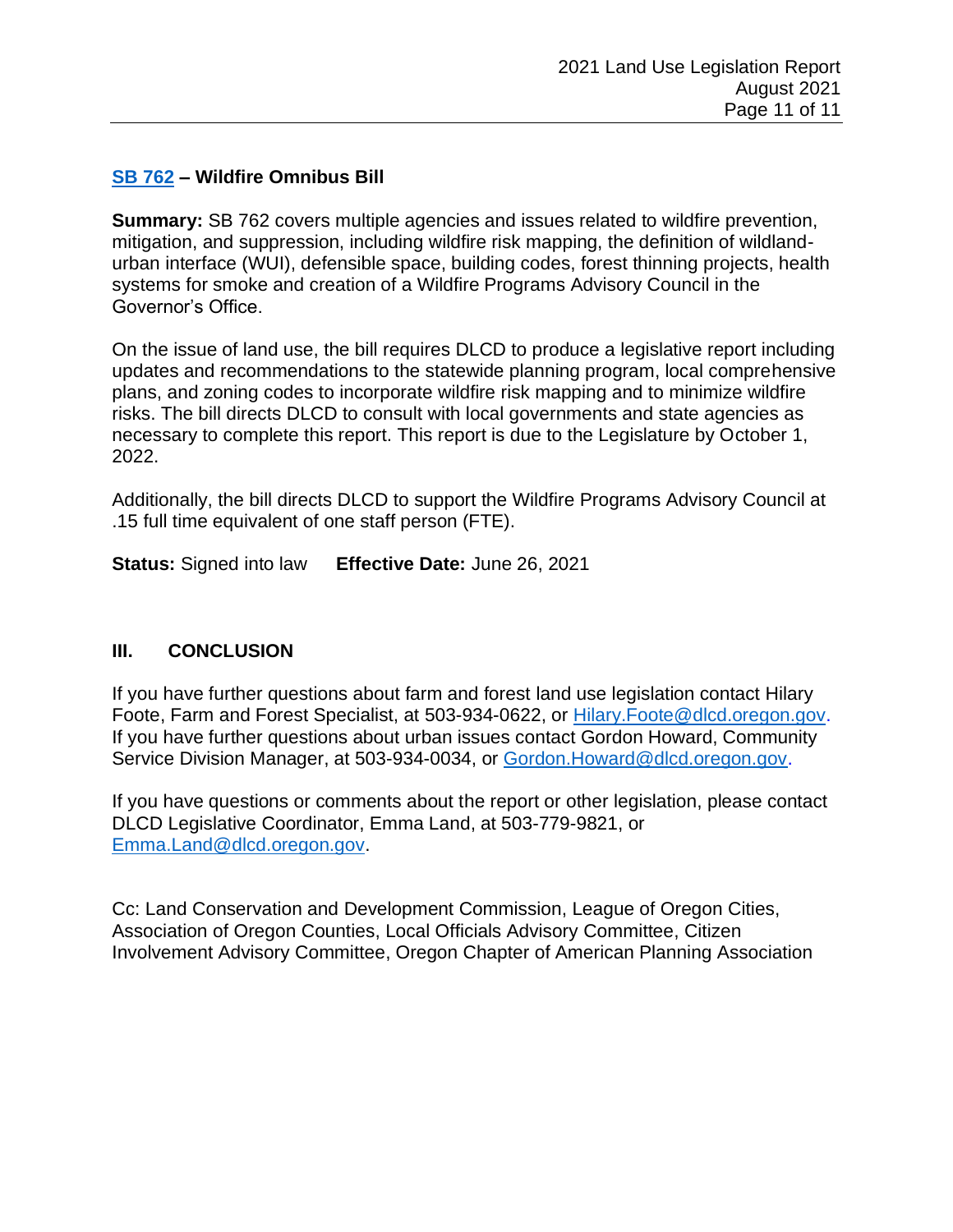### SB 762 – Wildfire Omnibus Bill

**Summary:** SB 762 covers multiple agencies and issues related to wildfire prevention, mitigation, and suppression, including wildfire risk mapping, the definition of wildland-urban interface (WUI), defensible space, building codes, forest thinning projects, health systems for smoke and creation of a Wildfire Programs Advisory Council in the Governor's Office.

On the issue of land use, the bill requires DLCD to produce a legislative report including updates and recommendations to the statewide planning program, local comprehensive plans, and zoning codes to incorporate wildfire risk mapping and to minimize wildfire risks. The bill directs DLCD to consult with local governments and state agencies as necessary to complete this report. This report is due to the Legislature by October 1, 2022.

Additionally, the bill directs DLCD to support the Wildfire Programs Advisory Council at .15 full time equivalent of one staff person (FTE).

**Status:** Signed into law **Effective Date:** June 26, 2021

## III. CONCLUSION

If you have further questions about farm and forest land use legislation contact Hilary Foote, Farm and Forest Specialist, at 503-934-0622, or Hilary.Foote@dlcd.oregon.gov. If you have further questions about urban issues contact Gordon Howard, Community Service Division Manager, at 503-934-0034, or Gordon.Howard@dlcd.oregon.gov.

If you have questions or comments about the report or other legislation, please contact DLCD Legislative Coordinator, Emma Land, at 503-779-9821, or Emma.Land@dlcd.oregon.gov.

Cc: Land Conservation and Development Commission, League of Oregon Cities, Association of Oregon Counties, Local Officials Advisory Committee, Citizen Involvement Advisory Committee, Oregon Chapter of American Planning Association